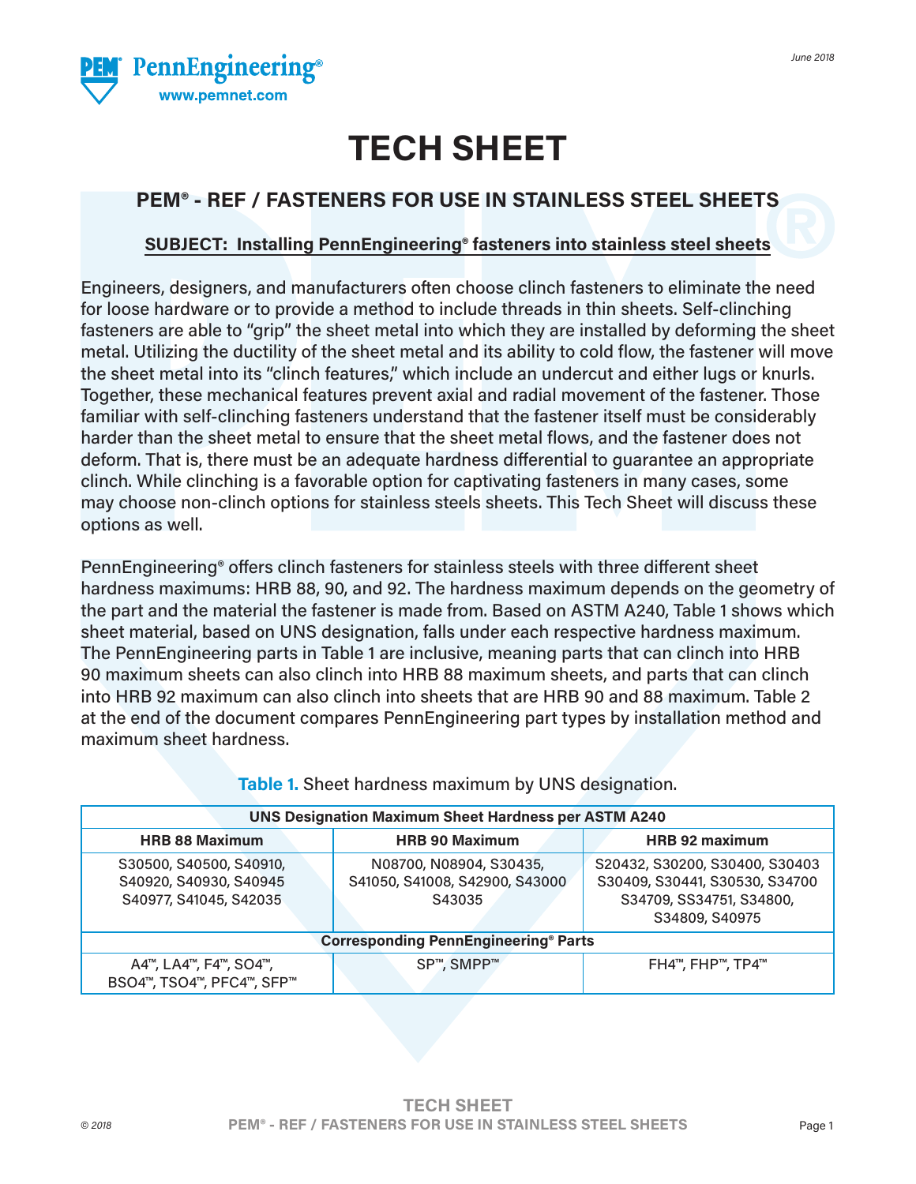# TECH SHEET

## PEM® - REF / FASTENERS FOR USE IN STAINLESS STEEL SHEETS

### SUBJECT: Installing PennEngineering® fasteners into stainless steel sheets

Engineers, designers, and manufacturers often choose clinch fasteners to eliminate the need for loose hardware or to provide a method to include threads in thin sheets. Self-clinching fasteners are able to "grip" the sheet metal into which they are installed by deforming the sheet metal. Utilizing the ductility of the sheet metal and its ability to cold flow, the fastener will move the sheet metal into its "clinch features," which include an undercut and either lugs or knurls. Together, these mechanical features prevent axial and radial movement of the fastener. Those familiar with self-clinching fasteners understand that the fastener itself must be considerably harder than the sheet metal to ensure that the sheet metal flows, and the fastener does not deform. That is, there must be an adequate hardness differential to guarantee an appropriate clinch. While clinching is a favorable option for captivating fasteners in many cases, some may choose non-clinch options for stainless steels sheets. This Tech Sheet will discuss these options as well.

PennEngineering® offers clinch fasteners for stainless steels with three different sheet hardness maximums: HRB 88, 90, and 92. The hardness maximum depends on the geometry of the part and the material the fastener is made from. Based on ASTM A240, Table 1 shows which sheet material, based on UNS designation, falls under each respective hardness maximum. The PennEngineering parts in Table 1 are inclusive, meaning parts that can clinch into HRB 90 maximum sheets can also clinch into HRB 88 maximum sheets, and parts that can clinch into HRB 92 maximum can also clinch into sheets that are HRB 90 and 88 maximum. Table 2 at the end of the document compares PennEngineering part types by installation method and maximum sheet hardness.

**Table 1.** Sheet hardness maximum by UNS designation.

| UNS Designation Maximum Sheet Hardness per ASTM A240 | | |
|---|---|---|
| **HRB 88 Maximum** | **HRB 90 Maximum** | **HRB 92 maximum** |
| S30500, S40500, S40910, S40920, S40930, S40945 S40977, S41045, S42035 | N08700, N08904, S30435, S41050, S41008, S42900, S43000 S43035 | S20432, S30200, S30400, S30403 S30409, S30441, S30530, S34700 S34709, SS34751, S34800, S34809, S40975 |
| **Corresponding PennEngineering® Parts** | | |
| A4™, LA4™, F4™, SO4™, BSO4™, TSO4™, PFC4™, SFP™ | SP™, SMPP™ | FH4™, FHP™, TP4™ |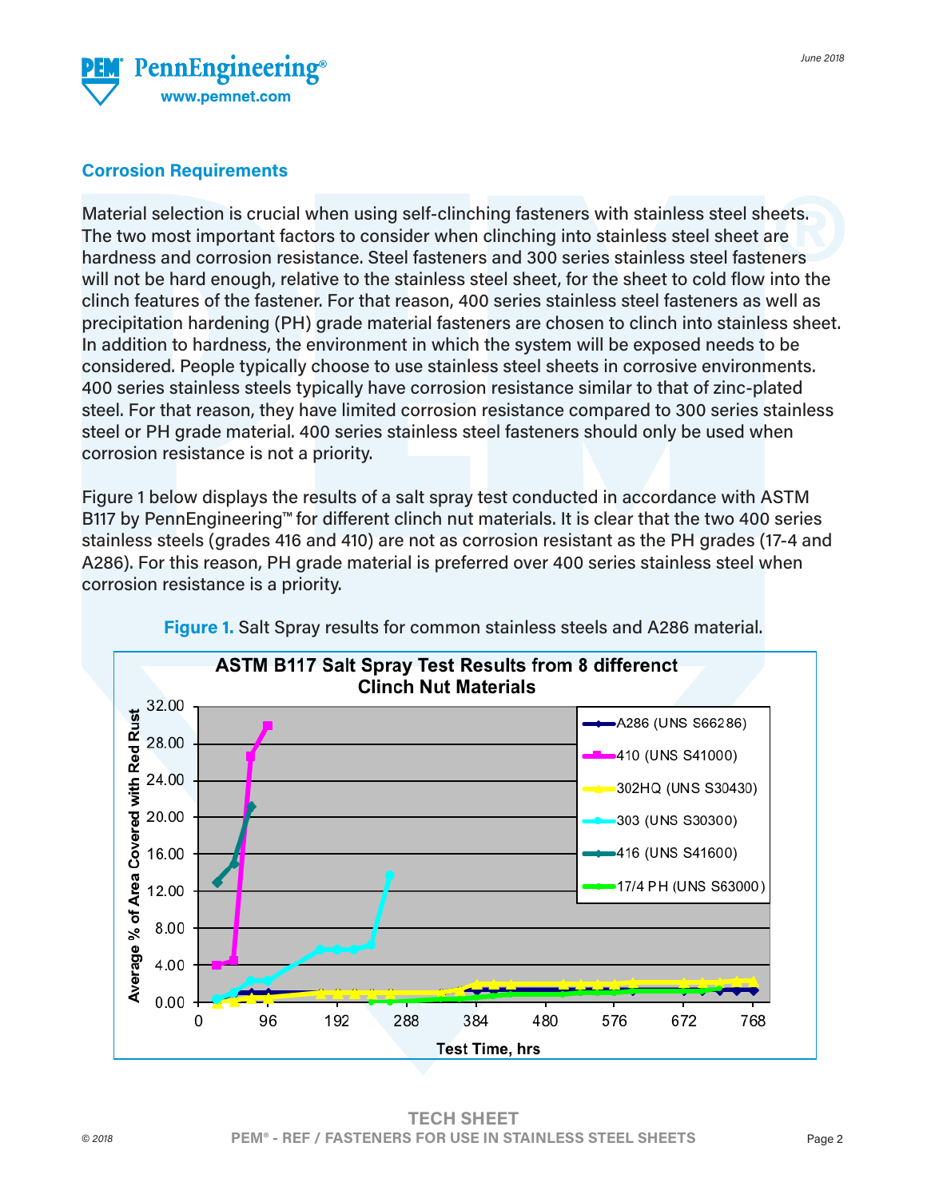## Corrosion Requirements

Material selection is crucial when using self-clinching fasteners with stainless steel sheets. The two most important factors to consider when clinching into stainless steel sheet are hardness and corrosion resistance. Steel fasteners and 300 series stainless steel fasteners will not be hard enough, relative to the stainless steel sheet, for the sheet to cold flow into the clinch features of the fastener. For that reason, 400 series stainless steel fasteners as well as precipitation hardening (PH) grade material fasteners are chosen to clinch into stainless sheet. In addition to hardness, the environment in which the system will be exposed needs to be considered. People typically choose to use stainless steel sheets in corrosive environments. 400 series stainless steels typically have corrosion resistance similar to that of zinc-plated steel. For that reason, they have limited corrosion resistance compared to 300 series stainless steel or PH grade material. 400 series stainless steel fasteners should only be used when corrosion resistance is not a priority.

Figure 1 below displays the results of a salt spray test conducted in accordance with ASTM B117 by PennEngineering™ for different clinch nut materials. It is clear that the two 400 series stainless steels (grades 416 and 410) are not as corrosion resistant as the PH grades (17-4 and A286). For this reason, PH grade material is preferred over 400 series stainless steel when corrosion resistance is a priority.

**Figure 1.** Salt Spray results for common stainless steels and A286 material.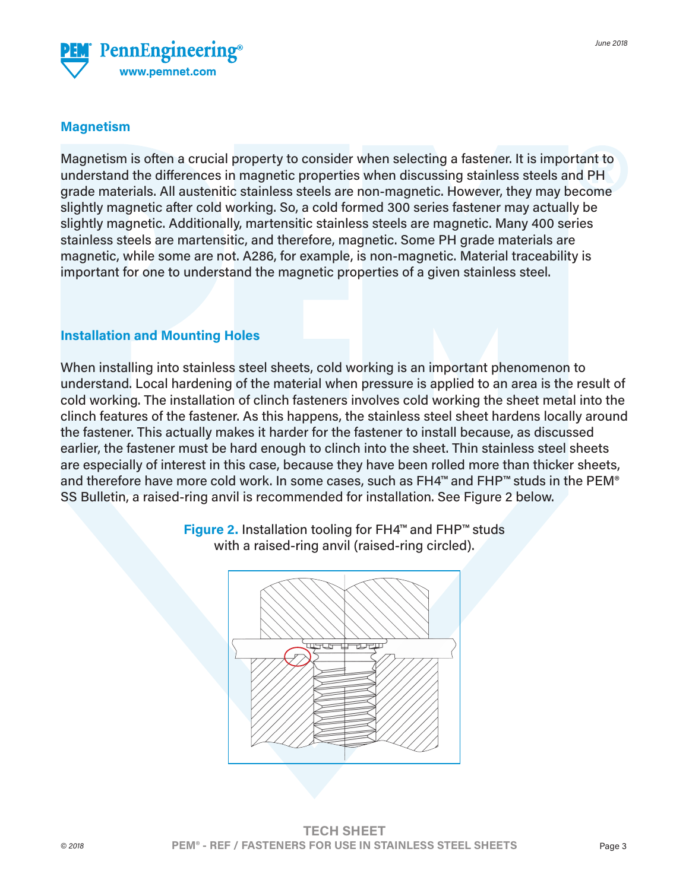## Magnetism

Magnetism is often a crucial property to consider when selecting a fastener. It is important to understand the differences in magnetic properties when discussing stainless steels and PH grade materials. All austenitic stainless steels are non-magnetic. However, they may become slightly magnetic after cold working. So, a cold formed 300 series fastener may actually be slightly magnetic. Additionally, martensitic stainless steels are magnetic. Many 400 series stainless steels are martensitic, and therefore, magnetic. Some PH grade materials are magnetic, while some are not. A286, for example, is non-magnetic. Material traceability is important for one to understand the magnetic properties of a given stainless steel.

## Installation and Mounting Holes

When installing into stainless steel sheets, cold working is an important phenomenon to understand. Local hardening of the material when pressure is applied to an area is the result of cold working. The installation of clinch fasteners involves cold working the sheet metal into the clinch features of the fastener. As this happens, the stainless steel sheet hardens locally around the fastener. This actually makes it harder for the fastener to install because, as discussed earlier, the fastener must be hard enough to clinch into the sheet. Thin stainless steel sheets are especially of interest in this case, because they have been rolled more than thicker sheets, and therefore have more cold work. In some cases, such as FH4™ and FHP™ studs in the PEM® SS Bulletin, a raised-ring anvil is recommended for installation. See Figure 2 below.

**Figure 2.** Installation tooling for FH4™ and FHP™ studs with a raised-ring anvil (raised-ring circled).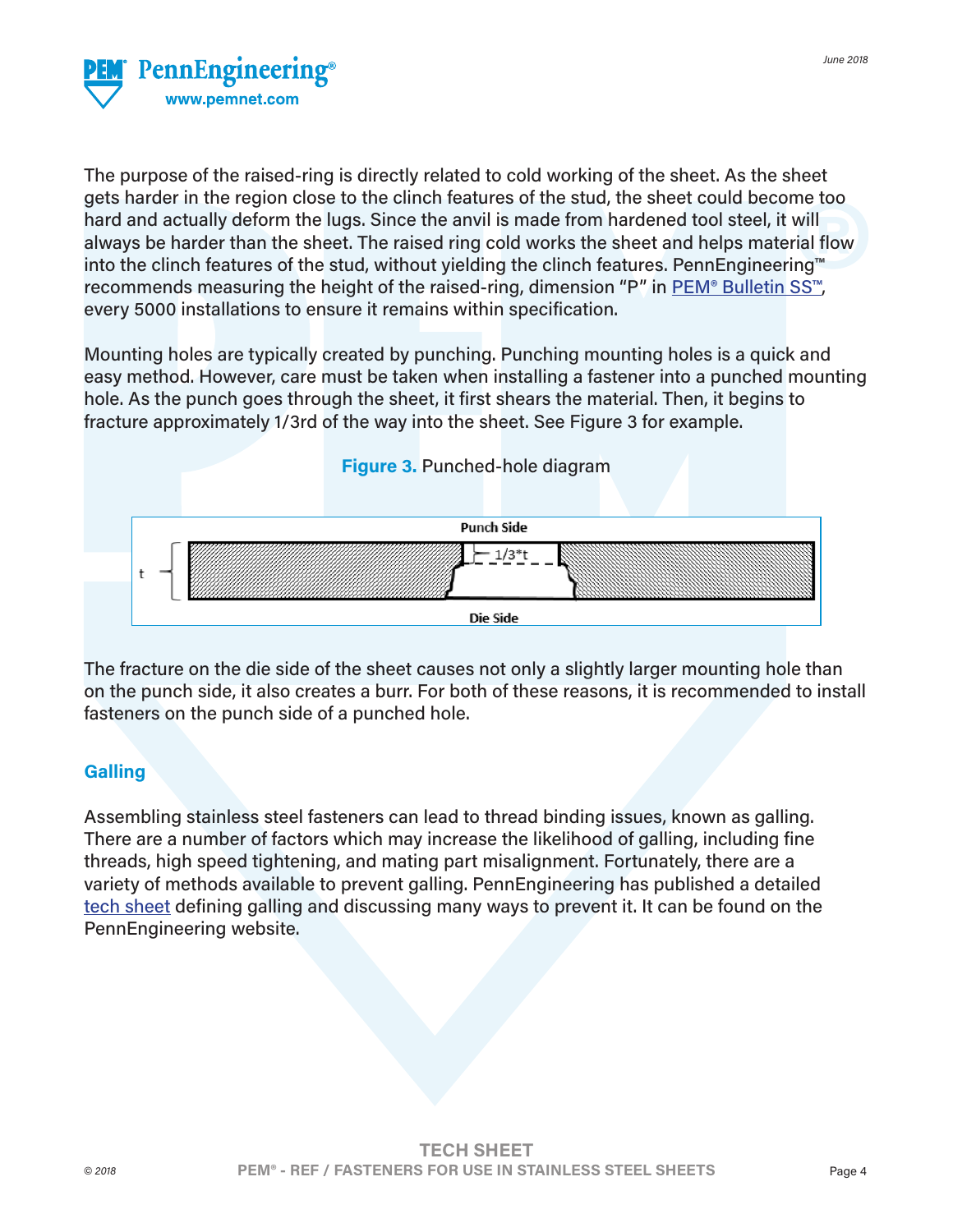The purpose of the raised-ring is directly related to cold working of the sheet. As the sheet gets harder in the region close to the clinch features of the stud, the sheet could become too hard and actually deform the lugs. Since the anvil is made from hardened tool steel, it will always be harder than the sheet. The raised ring cold works the sheet and helps material flow into the clinch features of the stud, without yielding the clinch features. PennEngineering™ recommends measuring the height of the raised-ring, dimension "P" in PEM® Bulletin SS™, every 5000 installations to ensure it remains within specification.

Mounting holes are typically created by punching. Punching mounting holes is a quick and easy method. However, care must be taken when installing a fastener into a punched mounting hole. As the punch goes through the sheet, it first shears the material. Then, it begins to fracture approximately 1/3rd of the way into the sheet. See Figure 3 for example.

**Figure 3.** Punched-hole diagram

The fracture on the die side of the sheet causes not only a slightly larger mounting hole than on the punch side, it also creates a burr. For both of these reasons, it is recommended to install fasteners on the punch side of a punched hole.

## Galling

Assembling stainless steel fasteners can lead to thread binding issues, known as galling. There are a number of factors which may increase the likelihood of galling, including fine threads, high speed tightening, and mating part misalignment. Fortunately, there are a variety of methods available to prevent galling. PennEngineering has published a detailed tech sheet defining galling and discussing many ways to prevent it. It can be found on the PennEngineering website.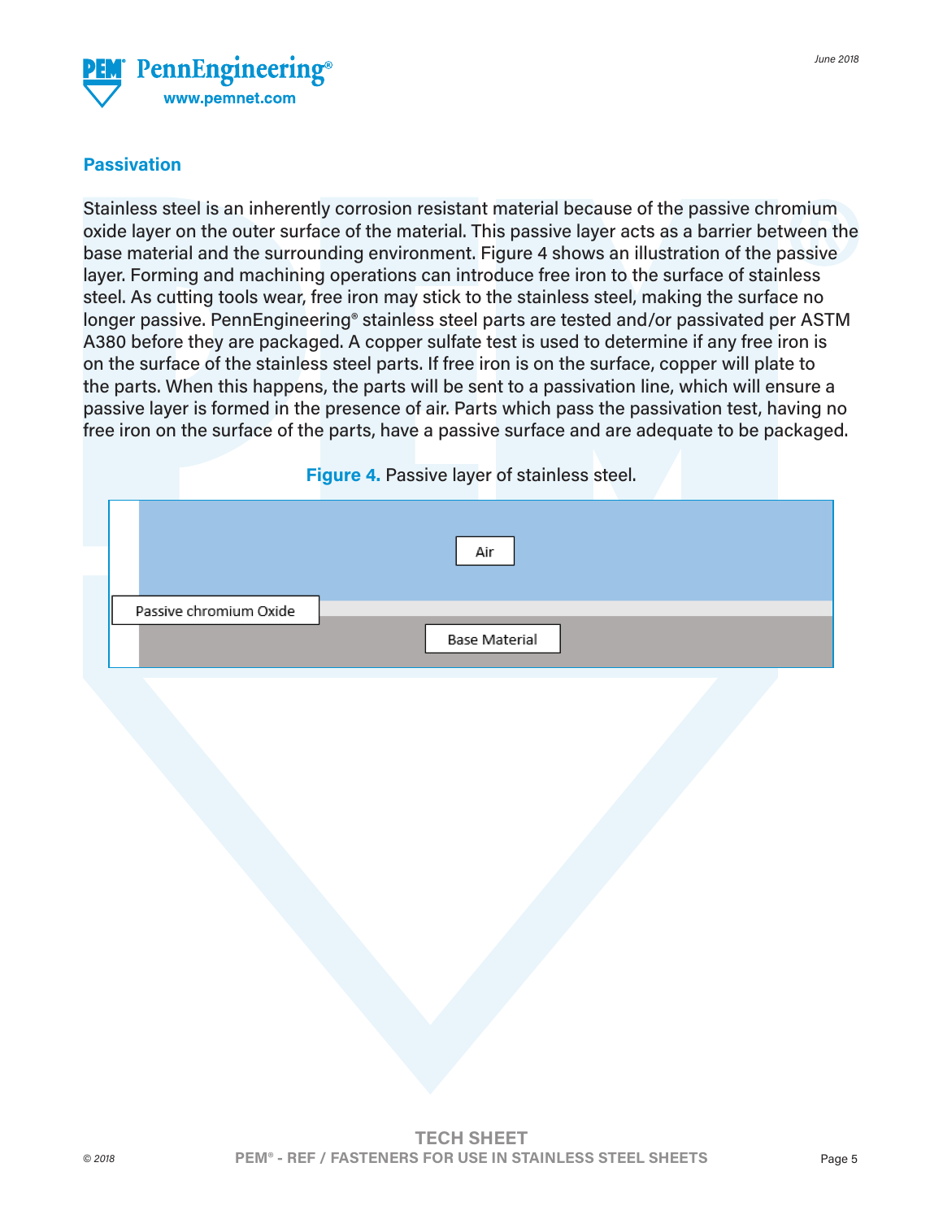## Passivation

Stainless steel is an inherently corrosion resistant material because of the passive chromium oxide layer on the outer surface of the material. This passive layer acts as a barrier between the base material and the surrounding environment. Figure 4 shows an illustration of the passive layer. Forming and machining operations can introduce free iron to the surface of stainless steel. As cutting tools wear, free iron may stick to the stainless steel, making the surface no longer passive. PennEngineering® stainless steel parts are tested and/or passivated per ASTM A380 before they are packaged. A copper sulfate test is used to determine if any free iron is on the surface of the stainless steel parts. If free iron is on the surface, copper will plate to the parts. When this happens, the parts will be sent to a passivation line, which will ensure a passive layer is formed in the presence of air. Parts which pass the passivation test, having no free iron on the surface of the parts, have a passive surface and are adequate to be packaged.

**Figure 4.** Passive layer of stainless steel.

Air

Passive chromium Oxide

Base Material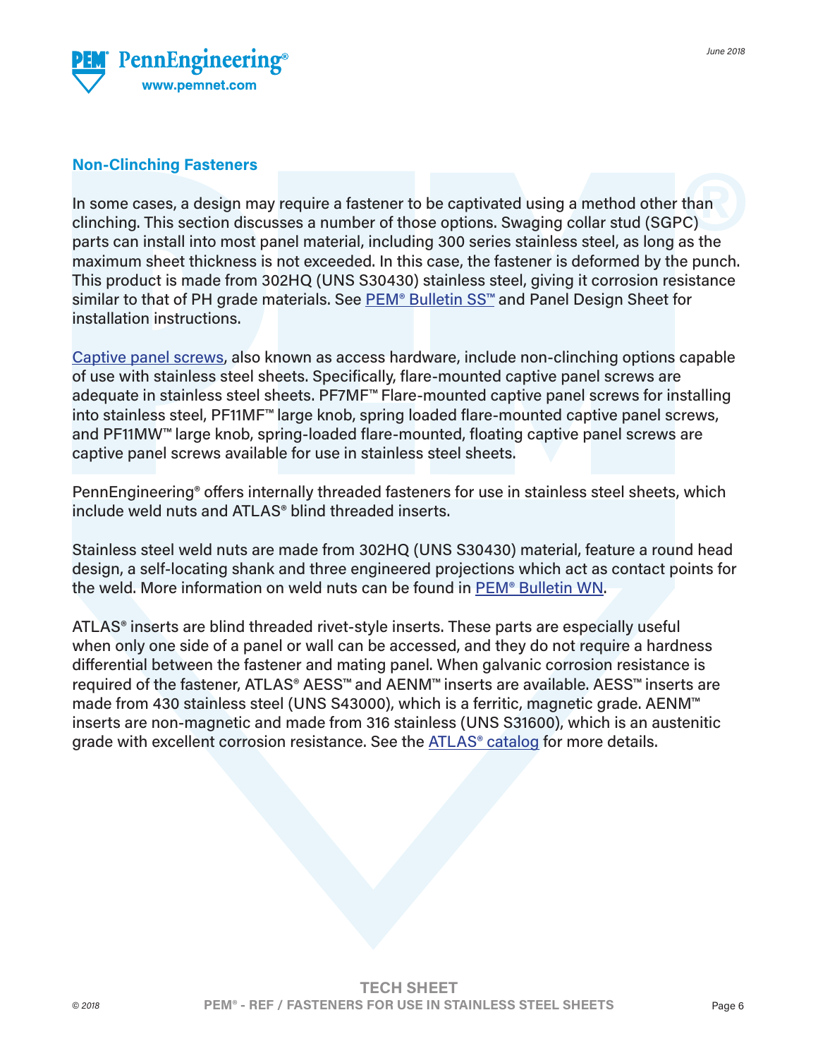## Non-Clinching Fasteners

In some cases, a design may require a fastener to be captivated using a method other than clinching. This section discusses a number of those options. Swaging collar stud (SGPC) parts can install into most panel material, including 300 series stainless steel, as long as the maximum sheet thickness is not exceeded. In this case, the fastener is deformed by the punch. This product is made from 302HQ (UNS S30430) stainless steel, giving it corrosion resistance similar to that of PH grade materials. See PEM® Bulletin SS™ and Panel Design Sheet for installation instructions.

Captive panel screws, also known as access hardware, include non-clinching options capable of use with stainless steel sheets. Specifically, flare-mounted captive panel screws are adequate in stainless steel sheets. PF7MF™ Flare-mounted captive panel screws for installing into stainless steel, PF11MF™ large knob, spring loaded flare-mounted captive panel screws, and PF11MW™ large knob, spring-loaded flare-mounted, floating captive panel screws are captive panel screws available for use in stainless steel sheets.

PennEngineering® offers internally threaded fasteners for use in stainless steel sheets, which include weld nuts and ATLAS® blind threaded inserts.

Stainless steel weld nuts are made from 302HQ (UNS S30430) material, feature a round head design, a self-locating shank and three engineered projections which act as contact points for the weld. More information on weld nuts can be found in PEM® Bulletin WN.

ATLAS® inserts are blind threaded rivet-style inserts. These parts are especially useful when only one side of a panel or wall can be accessed, and they do not require a hardness differential between the fastener and mating panel. When galvanic corrosion resistance is required of the fastener, ATLAS® AESS™ and AENM™ inserts are available. AESS™ inserts are made from 430 stainless steel (UNS S43000), which is a ferritic, magnetic grade. AENM™ inserts are non-magnetic and made from 316 stainless (UNS S31600), which is an austenitic grade with excellent corrosion resistance. See the ATLAS® catalog for more details.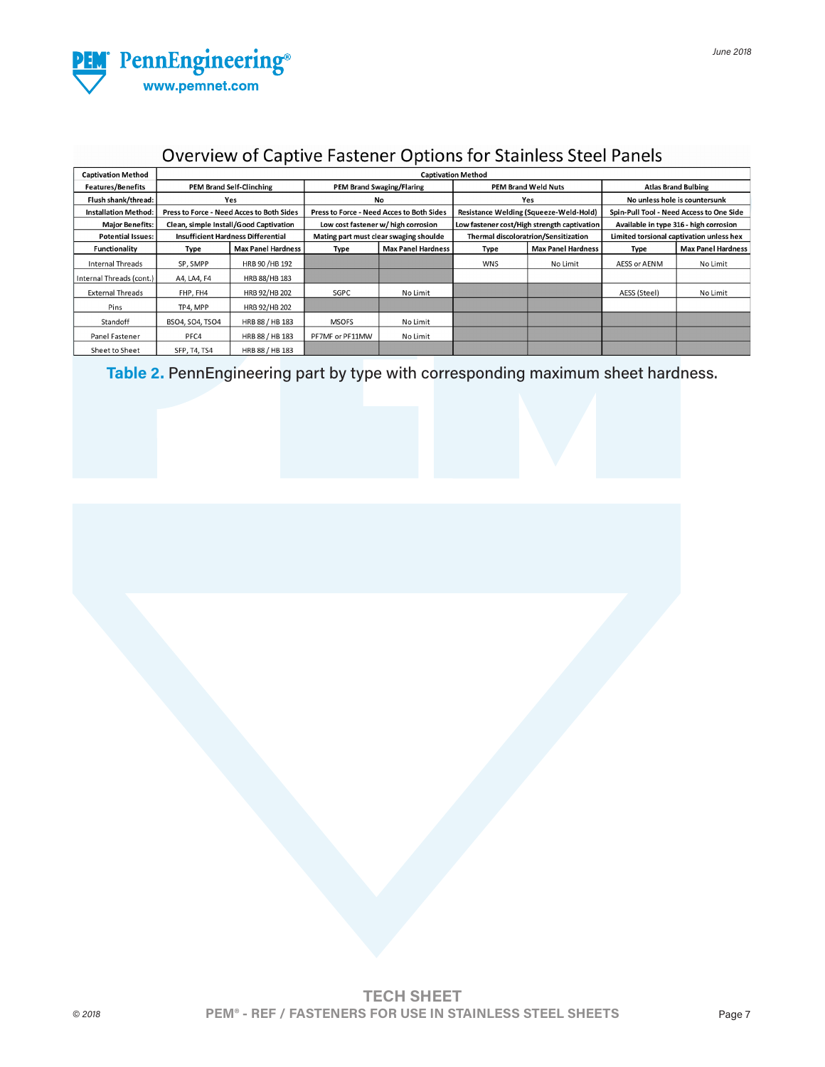## Overview of Captive Fastener Options for Stainless Steel Panels

| Captivation Method | Captivation Method | | | | | | | |
|---|---|---|---|---|---|---|---|---|
| Features/Benefits | PEM Brand Self-Clinching | | PEM Brand Swaging/Flaring | | PEM Brand Weld Nuts | | Atlas Brand Bulbing | |
| Flush shank/thread: | Yes | | No | | Yes | | No unless hole is countersunk | |
| Installation Method: | Press to Force - Need Acces to Both Sides | | Press to Force - Need Acces to Both Sides | | Resistance Welding (Squeeze-Weld-Hold) | | Spin-Pull Tool - Need Access to One Side | |
| Major Benefits: | Clean, simple Install/Good Captivation | | Low cost fastener w/ high corrosion | | Low fastener cost/High strength captivation | | Available in type 316 - high corrosion | |
| Potential Issues: | Insufficient Hardness Differential | | Mating part must clear swaging shoulde | | Thermal discoloratrion/Sensitization | | Limited torsional captivation unless hex | |
| Functionality | Type | Max Panel Hardness | Type | Max Panel Hardness | Type | Max Panel Hardness | Type | Max Panel Hardness |
| Internal Threads | SP, SMPP | HRB 90 /HB 192 | | | WNS | No Limit | AESS or AENM | No Limit |
| Internal Threads (cont.) | A4, LA4, F4 | HRB 88/HB 183 | | | | | | |
| External Threads | FHP, FH4 | HRB 92/HB 202 | SGPC | No Limit | | | AESS (Steel) | No Limit |
| Pins | TP4, MPP | HRB 92/HB 202 | | | | | | |
| Standoff | BSO4, SO4, TSO4 | HRB 88 / HB 183 | MSOFS | No Limit | | | | |
| Panel Fastener | PFC4 | HRB 88 / HB 183 | PF7MF or PF11MW | No Limit | | | | |
| Sheet to Sheet | SFP, T4, TS4 | HRB 88 / HB 183 | | | | | | |

**Table 2.** PennEngineering part by type with corresponding maximum sheet hardness.